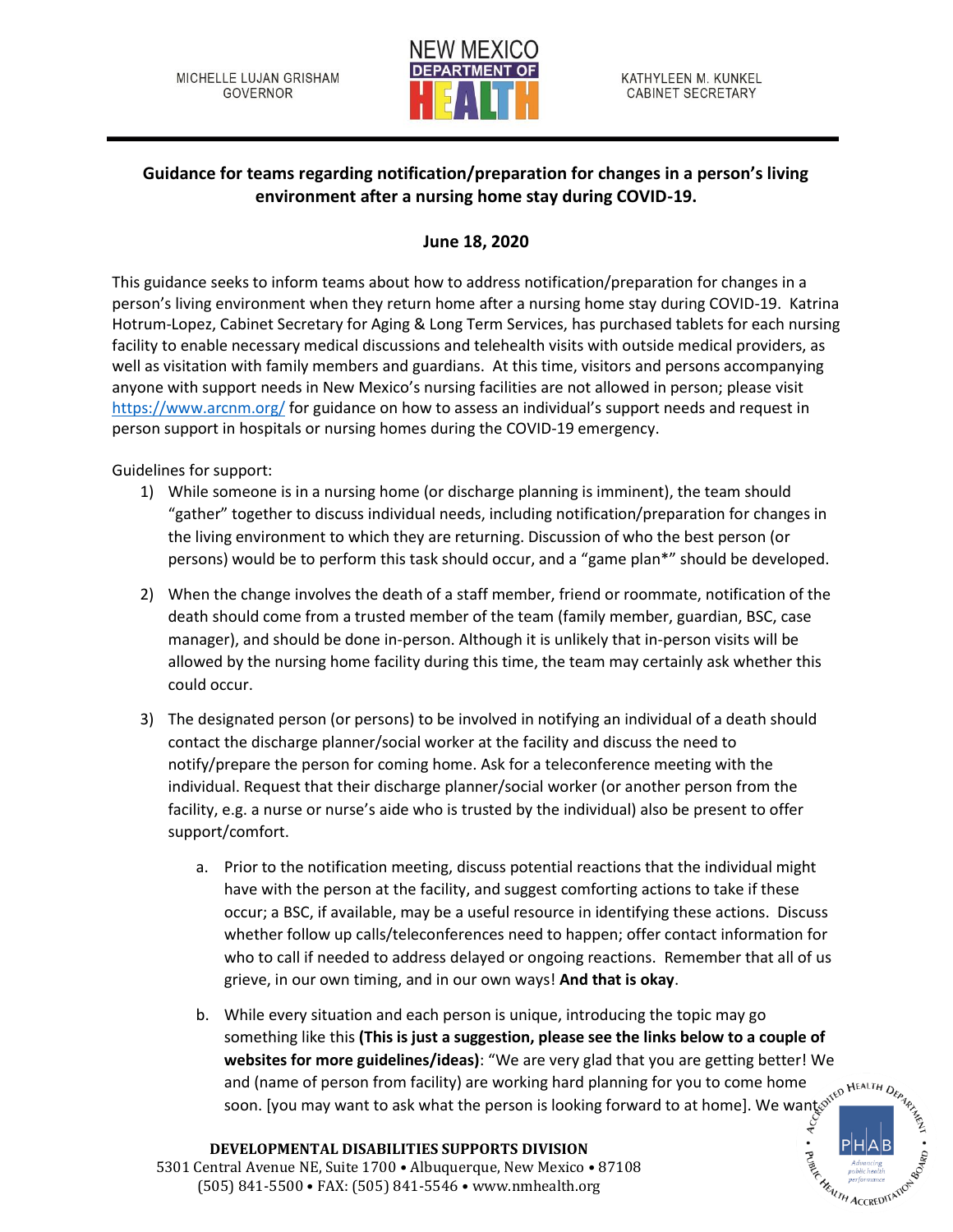MICHELLE LUJAN GRISHAM
GOVERNOR

NEW MEXICO DEPARTMENT OF HEALTH

KATHYLEEN M. KUNKEL
CABINET SECRETARY

**Guidance for teams regarding notification/preparation for changes in a person's living environment after a nursing home stay during COVID-19.**

**June 18, 2020**

This guidance seeks to inform teams about how to address notification/preparation for changes in a person's living environment when they return home after a nursing home stay during COVID-19. Katrina Hotrum-Lopez, Cabinet Secretary for Aging & Long Term Services, has purchased tablets for each nursing facility to enable necessary medical discussions and telehealth visits with outside medical providers, as well as visitation with family members and guardians. At this time, visitors and persons accompanying anyone with support needs in New Mexico's nursing facilities are not allowed in person; please visit https://www.arcnm.org/ for guidance on how to assess an individual's support needs and request in person support in hospitals or nursing homes during the COVID-19 emergency.

Guidelines for support:

1) While someone is in a nursing home (or discharge planning is imminent), the team should "gather" together to discuss individual needs, including notification/preparation for changes in the living environment to which they are returning. Discussion of who the best person (or persons) would be to perform this task should occur, and a "game plan*" should be developed.

2) When the change involves the death of a staff member, friend or roommate, notification of the death should come from a trusted member of the team (family member, guardian, BSC, case manager), and should be done in-person. Although it is unlikely that in-person visits will be allowed by the nursing home facility during this time, the team may certainly ask whether this could occur.

3) The designated person (or persons) to be involved in notifying an individual of a death should contact the discharge planner/social worker at the facility and discuss the need to notify/prepare the person for coming home. Ask for a teleconference meeting with the individual. Request that their discharge planner/social worker (or another person from the facility, e.g. a nurse or nurse's aide who is trusted by the individual) also be present to offer support/comfort.

   a. Prior to the notification meeting, discuss potential reactions that the individual might have with the person at the facility, and suggest comforting actions to take if these occur; a BSC, if available, may be a useful resource in identifying these actions. Discuss whether follow up calls/teleconferences need to happen; offer contact information for who to call if needed to address delayed or ongoing reactions. Remember that all of us grieve, in our own timing, and in our own ways! **And that is okay**.

   b. While every situation and each person is unique, introducing the topic may go something like this **(This is just a suggestion, please see the links below to a couple of websites for more guidelines/ideas)**: "We are very glad that you are getting better! We and (name of person from facility) are working hard planning for you to come home soon. [you may want to ask what the person is looking forward to at home]. We want

**DEVELOPMENTAL DISABILITIES SUPPORTS DIVISION**
5301 Central Avenue NE, Suite 1700 • Albuquerque, New Mexico • 87108
(505) 841-5500 • FAX: (505) 841-5546 • www.nmhealth.org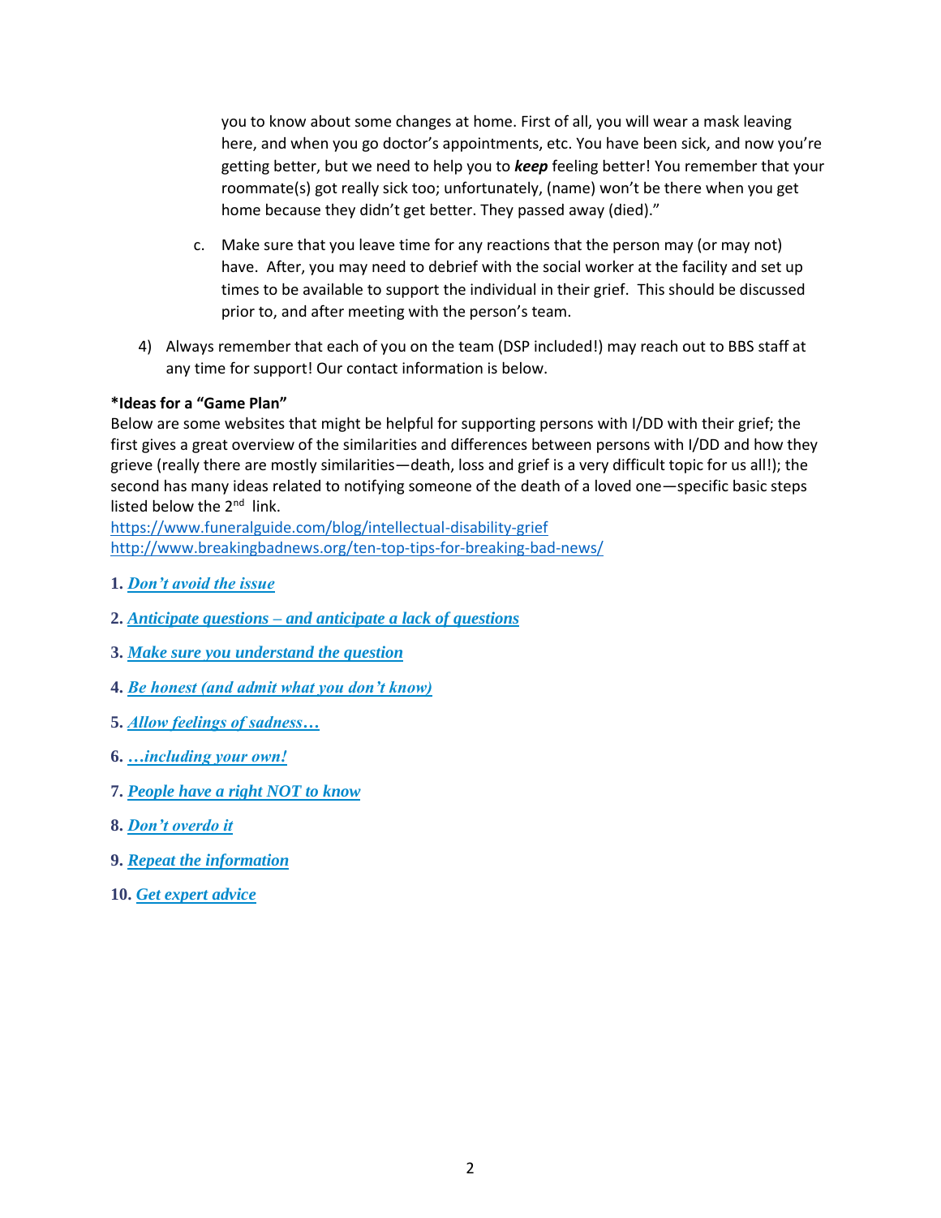you to know about some changes at home. First of all, you will wear a mask leaving here, and when you go doctor's appointments, etc. You have been sick, and now you're getting better, but we need to help you to ***keep*** feeling better! You remember that your roommate(s) got really sick too; unfortunately, (name) won't be there when you get home because they didn't get better. They passed away (died)."

c. Make sure that you leave time for any reactions that the person may (or may not) have. After, you may need to debrief with the social worker at the facility and set up times to be available to support the individual in their grief. This should be discussed prior to, and after meeting with the person's team.

4) Always remember that each of you on the team (DSP included!) may reach out to BBS staff at any time for support! Our contact information is below.

**\*Ideas for a "Game Plan"**

Below are some websites that might be helpful for supporting persons with I/DD with their grief; the first gives a great overview of the similarities and differences between persons with I/DD and how they grieve (really there are mostly similarities—death, loss and grief is a very difficult topic for us all!); the second has many ideas related to notifying someone of the death of a loved one—specific basic steps listed below the 2nd link.

https://www.funeralguide.com/blog/intellectual-disability-grief
http://www.breakingbadnews.org/ten-top-tips-for-breaking-bad-news/

1. ***Don't avoid the issue***
2. ***Anticipate questions – and anticipate a lack of questions***
3. ***Make sure you understand the question***
4. ***Be honest (and admit what you don't know)***
5. ***Allow feelings of sadness…***
6. ***…including your own!***
7. ***People have a right NOT to know***
8. ***Don't overdo it***
9. ***Repeat the information***
10. ***Get expert advice***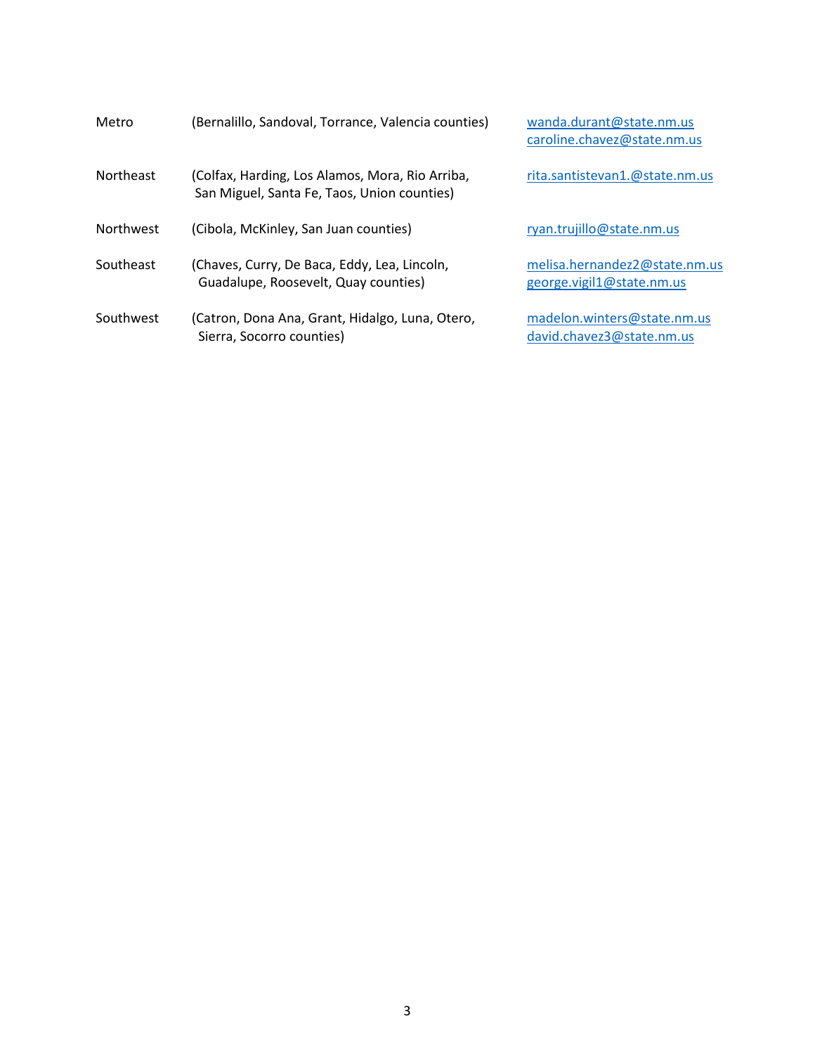| | | |
|---|---|---|
| Metro | (Bernalillo, Sandoval, Torrance, Valencia counties) | wanda.durant@state.nm.us<br>caroline.chavez@state.nm.us |
| Northeast | (Colfax, Harding, Los Alamos, Mora, Rio Arriba, San Miguel, Santa Fe, Taos, Union counties) | rita.santistevan1.@state.nm.us |
| Northwest | (Cibola, McKinley, San Juan counties) | ryan.trujillo@state.nm.us |
| Southeast | (Chaves, Curry, De Baca, Eddy, Lea, Lincoln, Guadalupe, Roosevelt, Quay counties) | melisa.hernandez2@state.nm.us<br>george.vigil1@state.nm.us |
| Southwest | (Catron, Dona Ana, Grant, Hidalgo, Luna, Otero, Sierra, Socorro counties) | madelon.winters@state.nm.us<br>david.chavez3@state.nm.us |